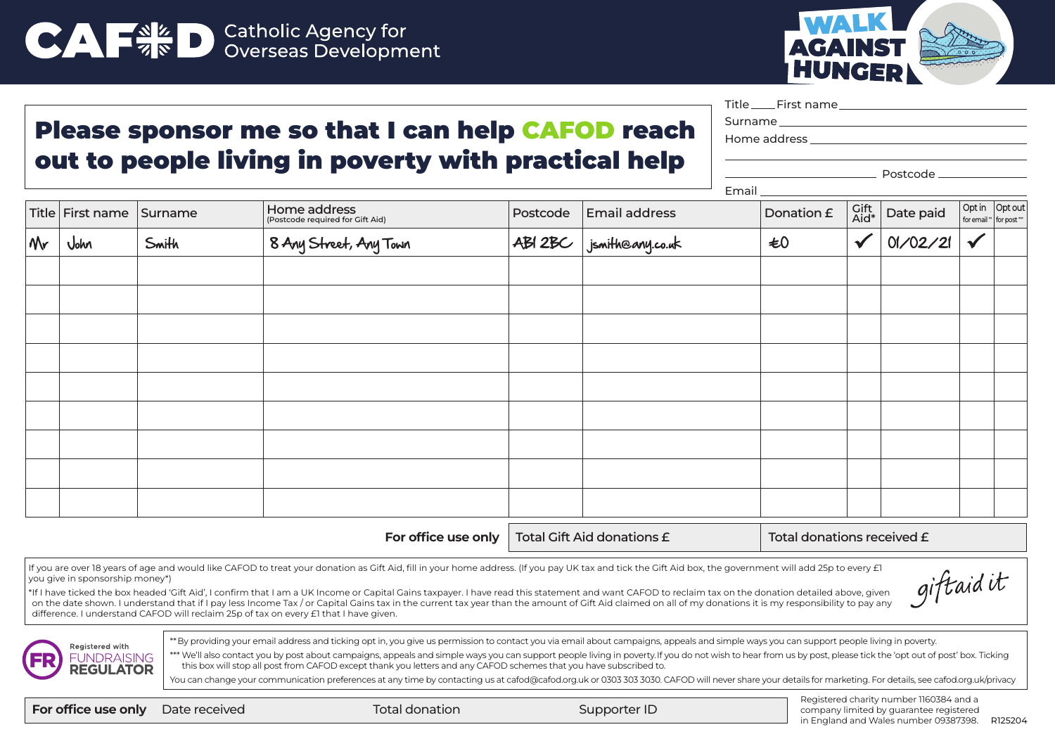# CAFOD Catholic Agency for Overseas Development

**WALK AGAINST HUNGER**

## Please sponsor me so that I can help CAFOD reach out to people living in poverty with practical help

Title ____ First name ____________________

Surname ____________________

Home address ____________________

____________________ Postcode ____________

Email ____________________

| Title | First name | Surname | Home address (Postcode required for Gift Aid) | Postcode | Email address | Donation £ | Gift Aid* | Date paid | Opt in for email** | Opt out for post*** |
|---|---|---|---|---|---|---|---|---|---|---|
| Mr | John | Smith | 8 Any Street, Any Town | AB1 2BC | jsmith@any.co.uk | £0 | ✓ | 01/02/21 | ✓ | |
| | | | | | | | | | | |
| | | | | | | | | | | |
| | | | | | | | | | | |
| | | | | | | | | | | |
| | | | | | | | | | | |
| | | | | | | | | | | |
| | | | | | | | | | | |
| | | | | | | | | | | |
| | | | | | | | | | | |

**For office use only** | Total Gift Aid donations £ | Total donations received £

If you are over 18 years of age and would like CAFOD to treat your donation as Gift Aid, fill in your home address. (If you pay UK tax and tick the Gift Aid box, the government will add 25p to every £1 you give in sponsorship money*)

*If I have ticked the box headed 'Gift Aid', I confirm that I am a UK Income or Capital Gains taxpayer. I have read this statement and want CAFOD to reclaim tax on the donation detailed above, given on the date shown. I understand that if I pay less Income Tax / or Capital Gains tax in the current tax year than the amount of Gift Aid claimed on all of my donations it is my responsibility to pay any difference. I understand CAFOD will reclaim 25p of tax on every £1 that I have given.

giftaid it

Registered with FUNDRAISING REGULATOR

**By providing your email address and ticking opt in, you give us permission to contact you via email about campaigns, appeals and simple ways you can support people living in poverty.

***We'll also contact you by post about campaigns, appeals and simple ways you can support people living in poverty. If you do not wish to hear from us by post, please tick the 'opt out of post' box. Ticking this box will stop all post from CAFOD except thank you letters and any CAFOD schemes that you have subscribed to.

You can change your communication preferences at any time by contacting us at cafod@cafod.org.uk or 0303 303 3030. CAFOD will never share your details for marketing. For details, see cafod.org.uk/privacy

**For office use only** Date received | Total donation | Supporter ID

Registered charity number 1160384 and a company limited by guarantee registered in England and Wales number 09387398. R125204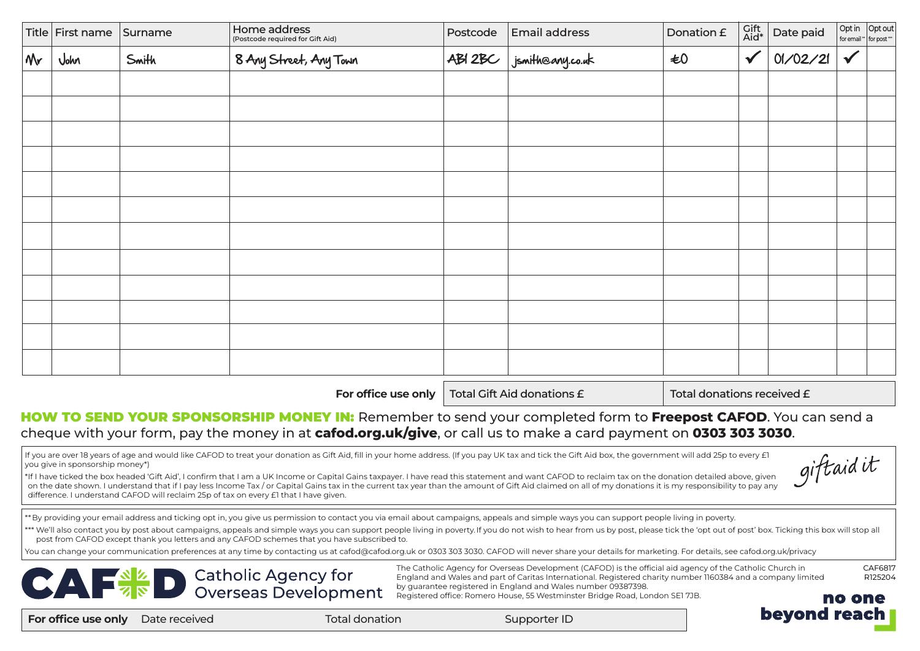| Title | First name | Surname | Home address (Postcode required for Gift Aid) | Postcode | Email address | Donation £ | Gift Aid* | Date paid | Opt in for email** | Opt out for post*** |
|---|---|---|---|---|---|---|---|---|---|---|
| Mr | John | Smith | 8 Any Street, Any Town | AB1 2BC | jsmith@any.co.uk | £0 | ✓ | 01/02/21 | ✓ | |
| | | | | | | | | | | |
| | | | | | | | | | | |
| | | | | | | | | | | |
| | | | | | | | | | | |
| | | | | | | | | | | |
| | | | | | | | | | | |
| | | | | | | | | | | |
| | | | | | | | | | | |
| | | | | | | | | | | |
| | | | | | | | | | | |
| | | | | | | | | | | |
| | | | | | | | | | | |

**For office use only** | Total Gift Aid donations £ | Total donations received £

**HOW TO SEND YOUR SPONSORSHIP MONEY IN:** Remember to send your completed form to **Freepost CAFOD**. You can send a cheque with your form, pay the money in at **cafod.org.uk/give**, or call us to make a card payment on **0303 303 3030**.

If you are over 18 years of age and would like CAFOD to treat your donation as Gift Aid, fill in your home address. (If you pay UK tax and tick the Gift Aid box, the government will add 25p to every £1 you give in sponsorship money*)

*If I have ticked the box headed 'Gift Aid', I confirm that I am a UK Income or Capital Gains taxpayer. I have read this statement and want CAFOD to reclaim tax on the donation detailed above, given on the date shown. I understand that if I pay less Income Tax / or Capital Gains tax in the current tax year than the amount of Gift Aid claimed on all of my donations it is my responsibility to pay any difference. I understand CAFOD will reclaim 25p of tax on every £1 that I have given.

giftaid it

** By providing your email address and ticking opt in, you give us permission to contact you via email about campaigns, appeals and simple ways you can support people living in poverty.

*** We'll also contact you by post about campaigns, appeals and simple ways you can support people living in poverty. If you do not wish to hear from us by post, please tick the 'opt out of post' box. Ticking this box will stop all post from CAFOD except thank you letters and any CAFOD schemes that you have subscribed to.

You can change your communication preferences at any time by contacting us at cafod@cafod.org.uk or 0303 303 3030. CAFOD will never share your details for marketing. For details, see cafod.org.uk/privacy

CAFOD Catholic Agency for Overseas Development

The Catholic Agency for Overseas Development (CAFOD) is the official aid agency of the Catholic Church in England and Wales and part of Caritas International. Registered charity number 1160384 and a company limited by guarantee registered in England and Wales number 09387398. Registered office: Romero House, 55 Westminster Bridge Road, London SE1 7JB.

CAF6817
R125204

no one beyond reach

**For office use only** Date received | Total donation | Supporter ID